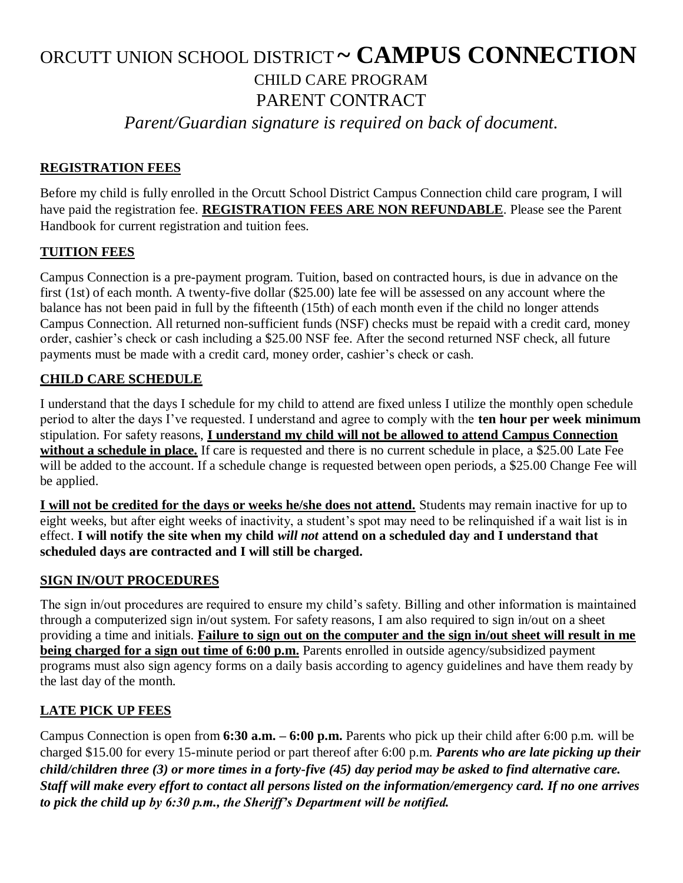# ORCUTT UNION SCHOOL DISTRICT ~ CAMPUS CONNECTION

## CHILD CARE PROGRAM

## PARENT CONTRACT

*Parent/Guardian signature is required on back of document.*

### REGISTRATION FEES

Before my child is fully enrolled in the Orcutt School District Campus Connection child care program, I will have paid the registration fee. **REGISTRATION FEES ARE NON REFUNDABLE**. Please see the Parent Handbook for current registration and tuition fees.

### TUITION FEES

Campus Connection is a pre-payment program. Tuition, based on contracted hours, is due in advance on the first (1st) of each month. A twenty-five dollar ($25.00) late fee will be assessed on any account where the balance has not been paid in full by the fifteenth (15th) of each month even if the child no longer attends Campus Connection. All returned non-sufficient funds (NSF) checks must be repaid with a credit card, money order, cashier's check or cash including a $25.00 NSF fee. After the second returned NSF check, all future payments must be made with a credit card, money order, cashier's check or cash.

### CHILD CARE SCHEDULE

I understand that the days I schedule for my child to attend are fixed unless I utilize the monthly open schedule period to alter the days I've requested. I understand and agree to comply with the **ten hour per week minimum** stipulation. For safety reasons, **I understand my child will not be allowed to attend Campus Connection without a schedule in place.** If care is requested and there is no current schedule in place, a $25.00 Late Fee will be added to the account. If a schedule change is requested between open periods, a $25.00 Change Fee will be applied.

**I will not be credited for the days or weeks he/she does not attend.** Students may remain inactive for up to eight weeks, but after eight weeks of inactivity, a student's spot may need to be relinquished if a wait list is in effect. **I will notify the site when my child *will not* attend on a scheduled day and I understand that scheduled days are contracted and I will still be charged.**

### SIGN IN/OUT PROCEDURES

The sign in/out procedures are required to ensure my child's safety. Billing and other information is maintained through a computerized sign in/out system. For safety reasons, I am also required to sign in/out on a sheet providing a time and initials. **Failure to sign out on the computer and the sign in/out sheet will result in me being charged for a sign out time of 6:00 p.m.** Parents enrolled in outside agency/subsidized payment programs must also sign agency forms on a daily basis according to agency guidelines and have them ready by the last day of the month.

### LATE PICK UP FEES

Campus Connection is open from **6:30 a.m. – 6:00 p.m.** Parents who pick up their child after 6:00 p.m. will be charged $15.00 for every 15-minute period or part thereof after 6:00 p.m. ***Parents who are late picking up their child/children three (3) or more times in a forty-five (45) day period may be asked to find alternative care. Staff will make every effort to contact all persons listed on the information/emergency card. If no one arrives to pick the child up by 6:30 p.m., the Sheriff's Department will be notified.***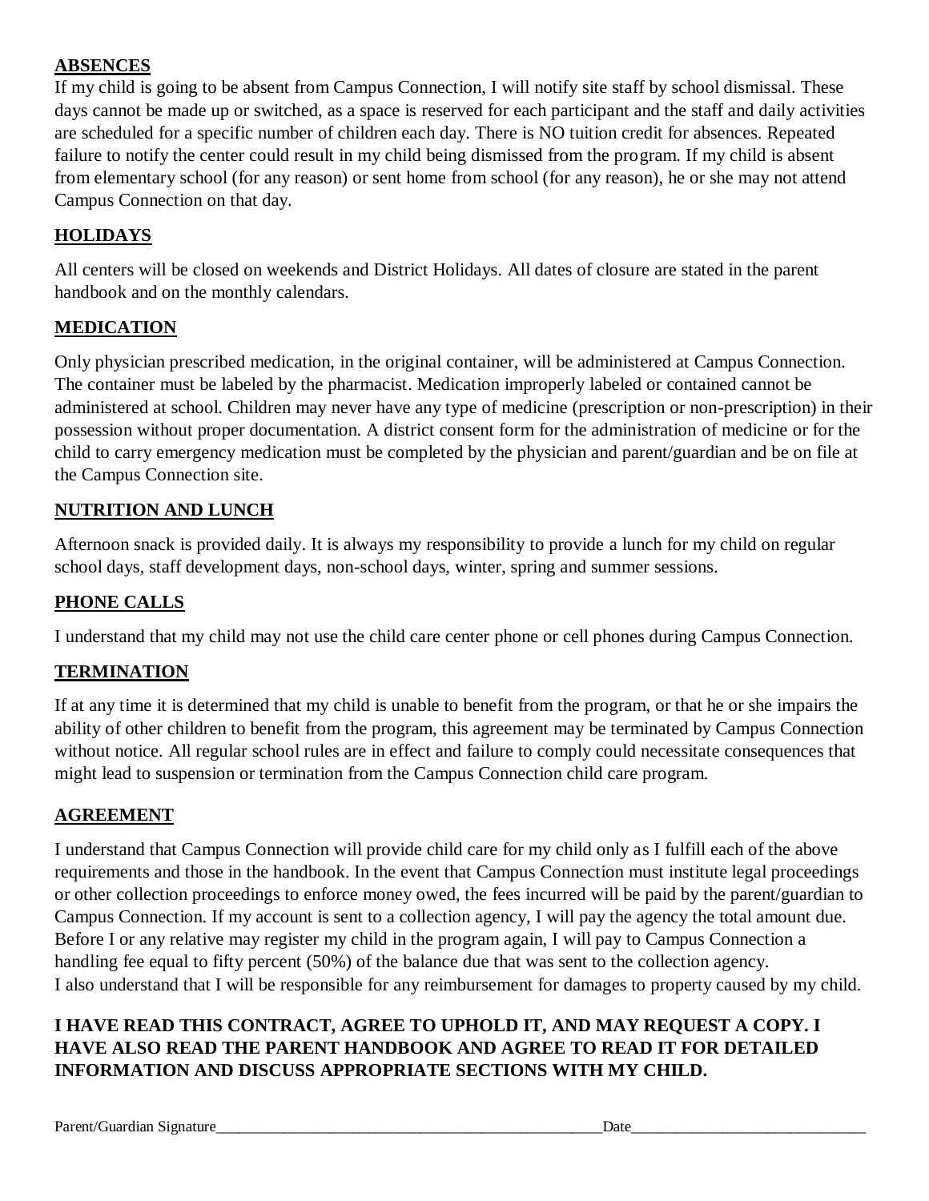**ABSENCES**

If my child is going to be absent from Campus Connection, I will notify site staff by school dismissal. These days cannot be made up or switched, as a space is reserved for each participant and the staff and daily activities are scheduled for a specific number of children each day. There is NO tuition credit for absences. Repeated failure to notify the center could result in my child being dismissed from the program. If my child is absent from elementary school (for any reason) or sent home from school (for any reason), he or she may not attend Campus Connection on that day.

**HOLIDAYS**

All centers will be closed on weekends and District Holidays. All dates of closure are stated in the parent handbook and on the monthly calendars.

**MEDICATION**

Only physician prescribed medication, in the original container, will be administered at Campus Connection. The container must be labeled by the pharmacist. Medication improperly labeled or contained cannot be administered at school. Children may never have any type of medicine (prescription or non-prescription) in their possession without proper documentation. A district consent form for the administration of medicine or for the child to carry emergency medication must be completed by the physician and parent/guardian and be on file at the Campus Connection site.

**NUTRITION AND LUNCH**

Afternoon snack is provided daily. It is always my responsibility to provide a lunch for my child on regular school days, staff development days, non-school days, winter, spring and summer sessions.

**PHONE CALLS**

I understand that my child may not use the child care center phone or cell phones during Campus Connection.

**TERMINATION**

If at any time it is determined that my child is unable to benefit from the program, or that he or she impairs the ability of other children to benefit from the program, this agreement may be terminated by Campus Connection without notice. All regular school rules are in effect and failure to comply could necessitate consequences that might lead to suspension or termination from the Campus Connection child care program.

**AGREEMENT**

I understand that Campus Connection will provide child care for my child only as I fulfill each of the above requirements and those in the handbook. In the event that Campus Connection must institute legal proceedings or other collection proceedings to enforce money owed, the fees incurred will be paid by the parent/guardian to Campus Connection. If my account is sent to a collection agency, I will pay the agency the total amount due. Before I or any relative may register my child in the program again, I will pay to Campus Connection a handling fee equal to fifty percent (50%) of the balance due that was sent to the collection agency.
I also understand that I will be responsible for any reimbursement for damages to property caused by my child.

**I HAVE READ THIS CONTRACT, AGREE TO UPHOLD IT, AND MAY REQUEST A COPY. I HAVE ALSO READ THE PARENT HANDBOOK AND AGREE TO READ IT FOR DETAILED INFORMATION AND DISCUSS APPROPRIATE SECTIONS WITH MY CHILD.**

Parent/Guardian Signature______________________________________________________Date________________________________